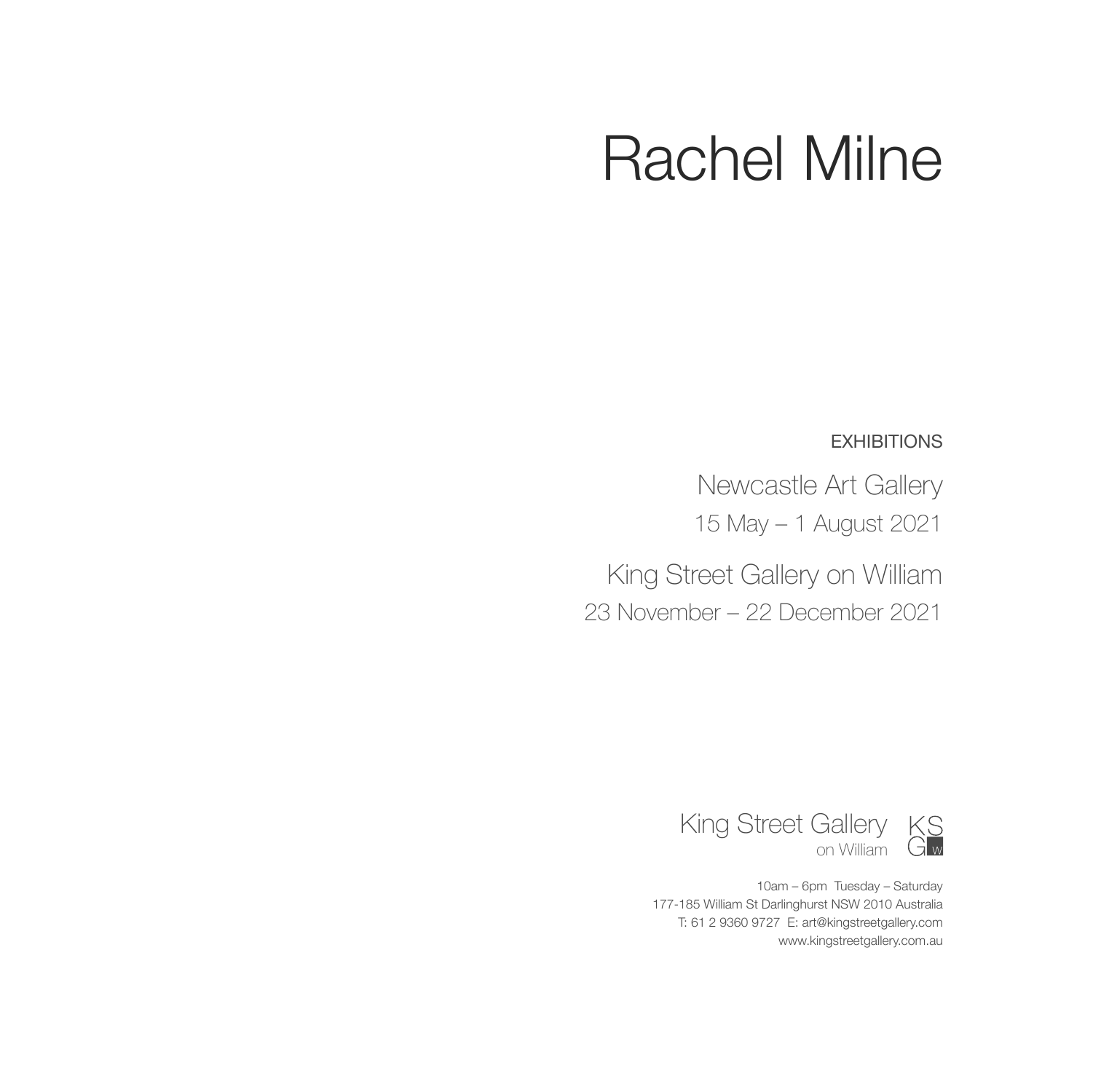# Rachel Milne

EXHIBITIONS

Newcastle Art Gallery

15 May – 1 August 2021

King Street Gallery on William

23 November – 22 December 2021

King Street Gallery
on William

KSGw

10am – 6pm Tuesday – Saturday
177-185 William St Darlinghurst NSW 2010 Australia
T: 61 2 9360 9727 E: art@kingstreetgallery.com
www.kingstreetgallery.com.au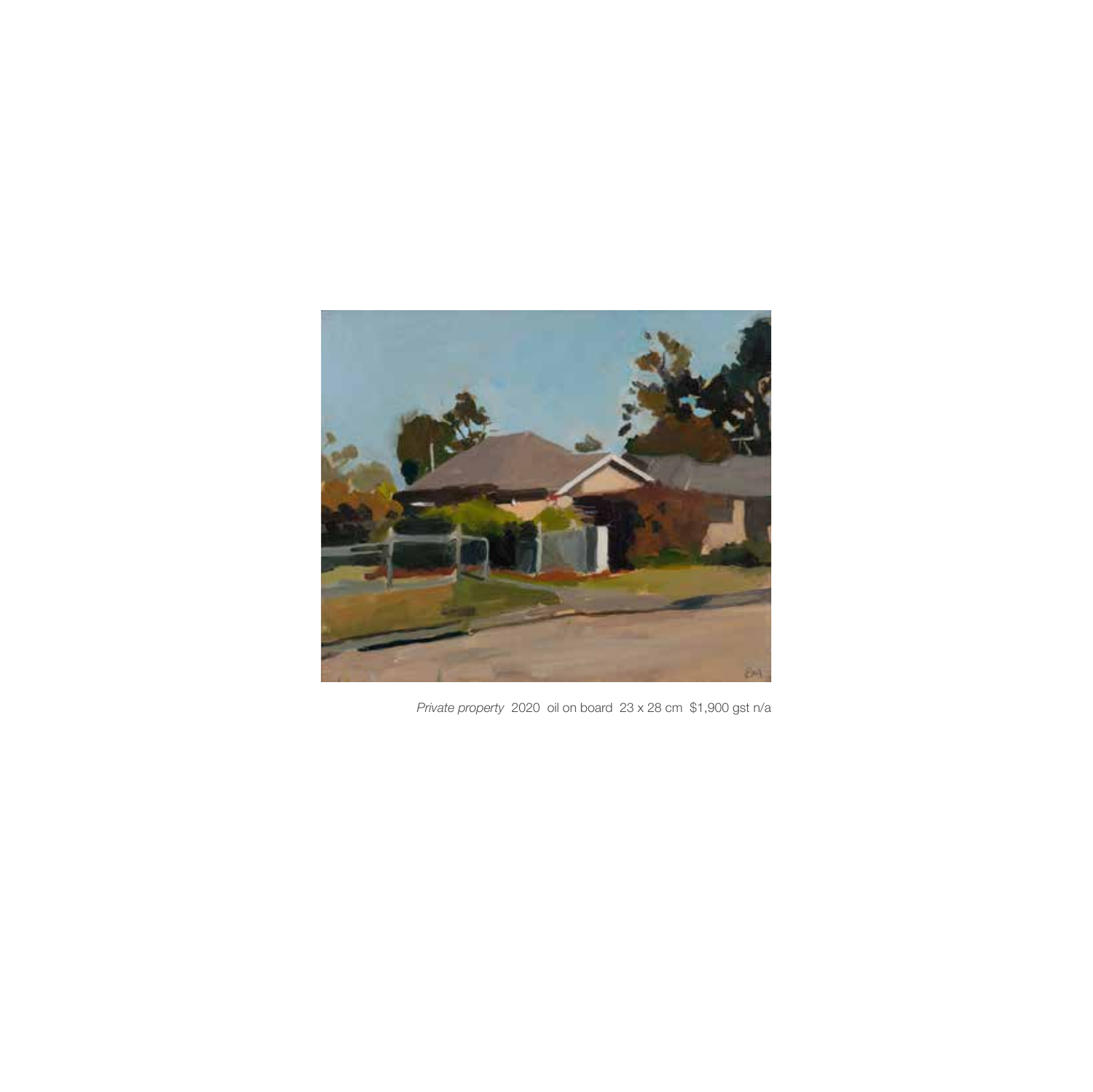*Private property* 2020 oil on board 23 x 28 cm $1,900 gst n/a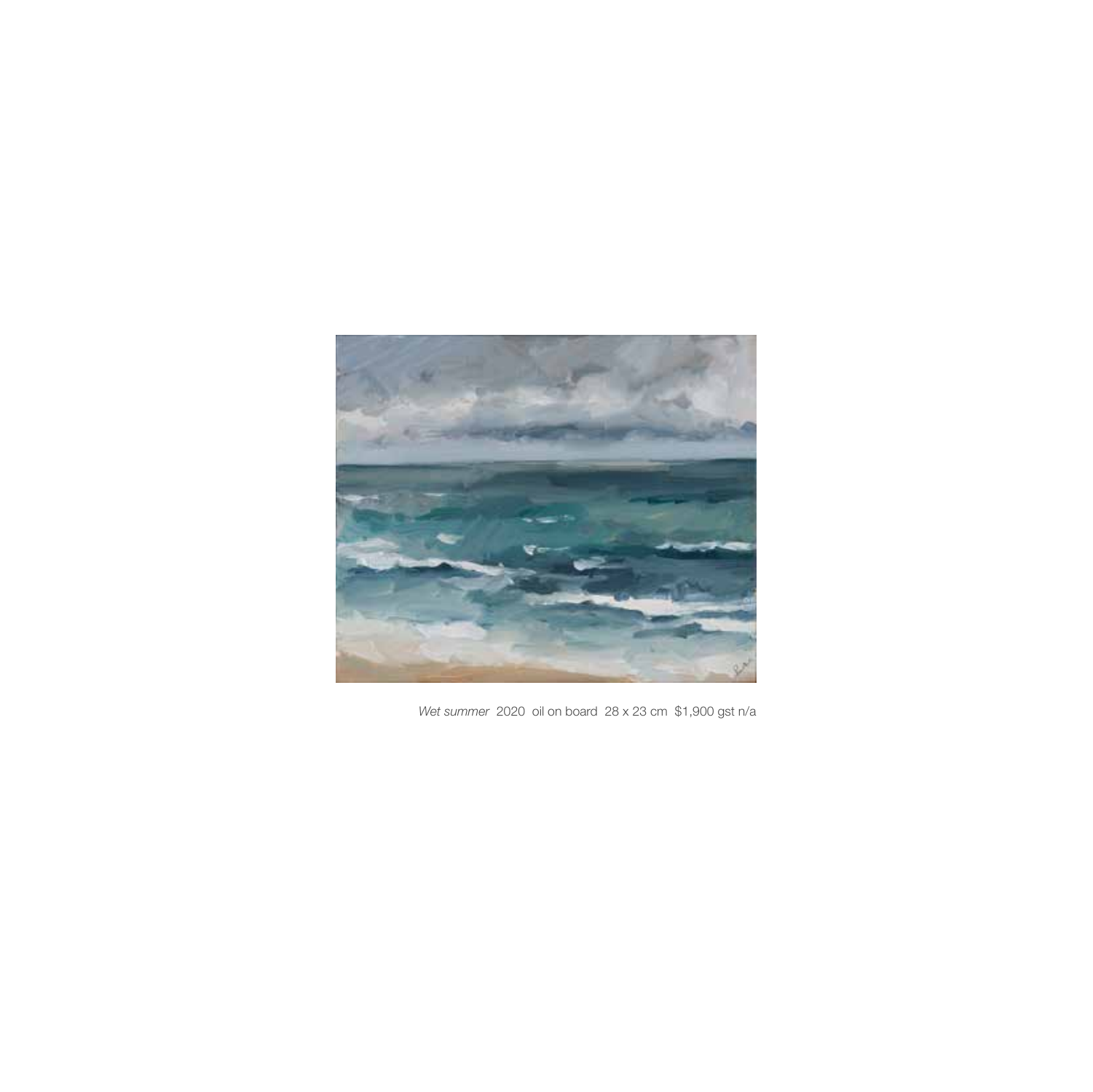*Wet summer* 2020 oil on board 28 x 23 cm $1,900 gst n/a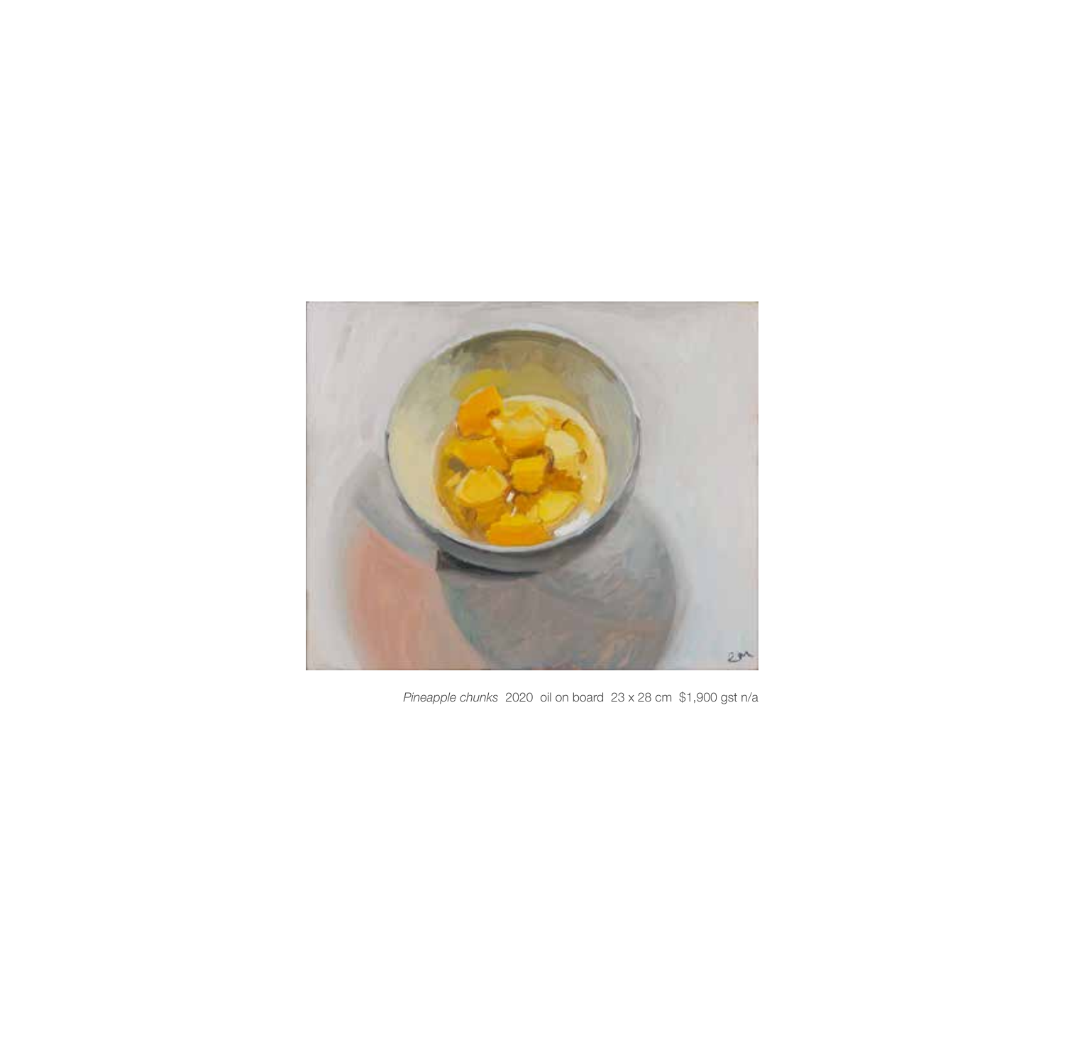*Pineapple chunks* 2020 oil on board 23 x 28 cm $1,900 gst n/a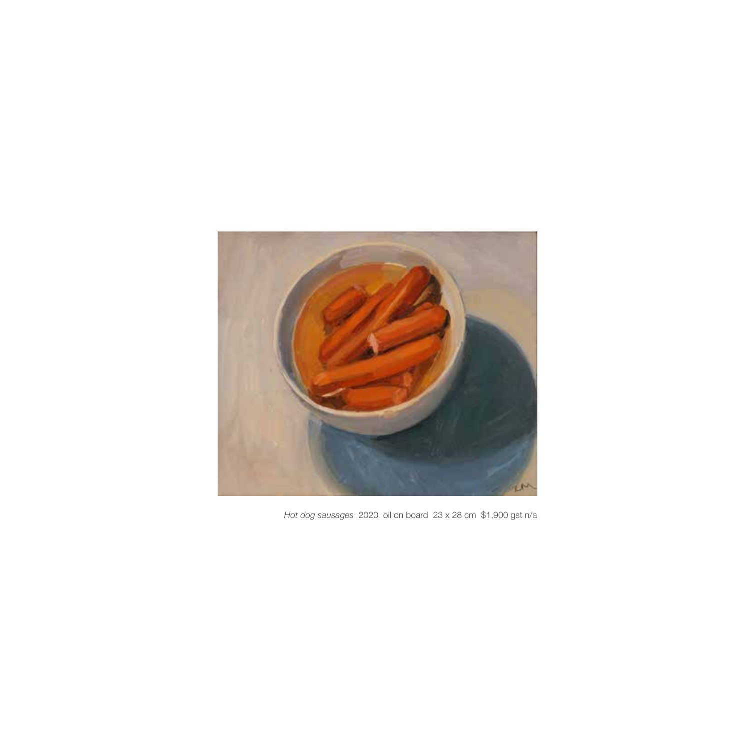*Hot dog sausages* 2020 oil on board 23 x 28 cm $1,900 gst n/a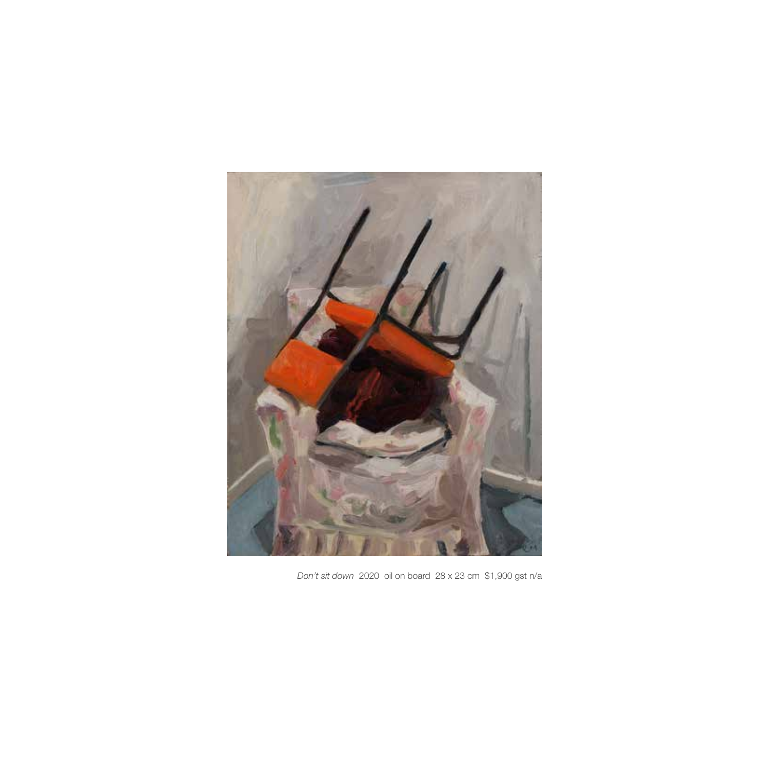*Don't sit down* 2020 oil on board 28 x 23 cm $1,900 gst n/a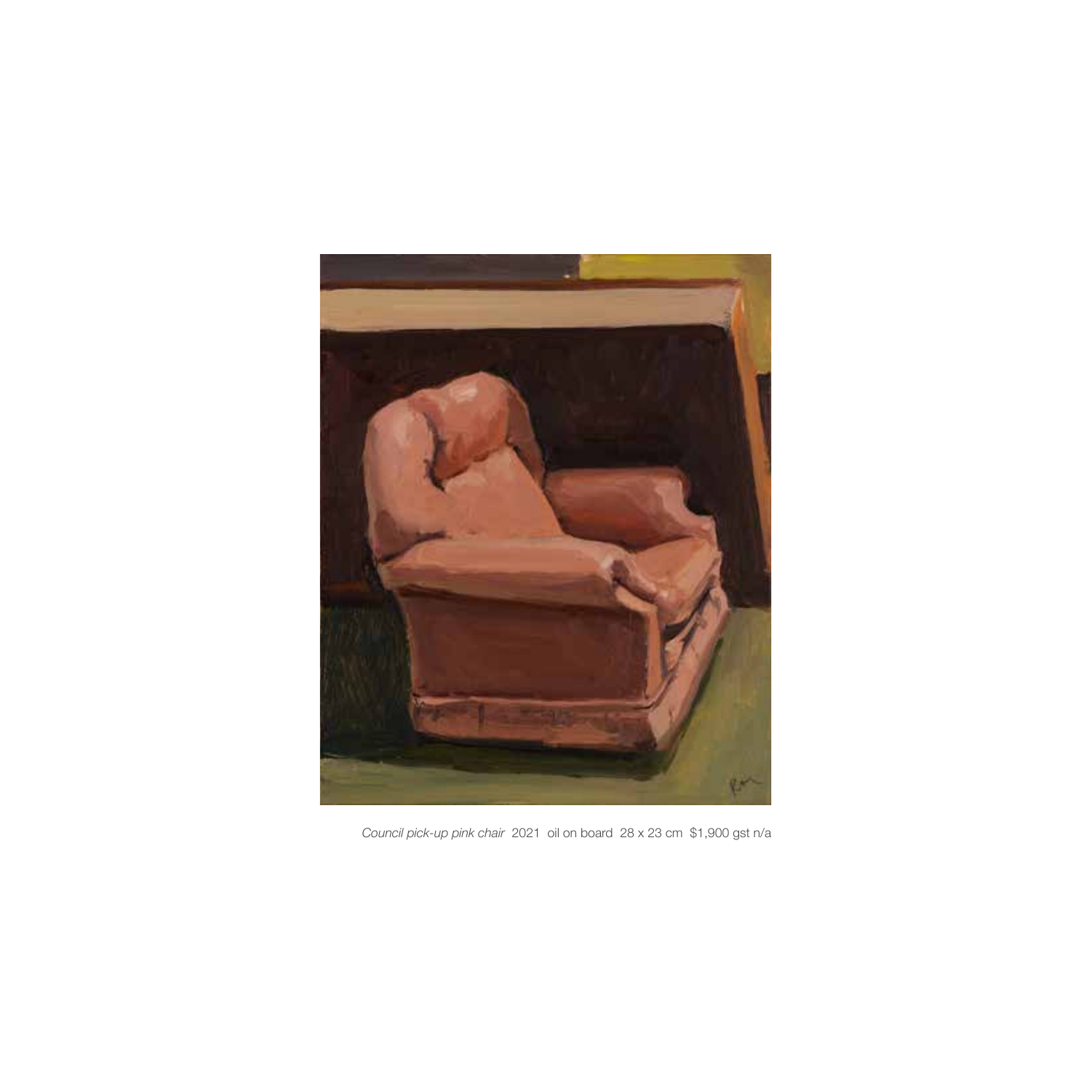*Council pick-up pink chair* 2021 oil on board 28 x 23 cm $1,900 gst n/a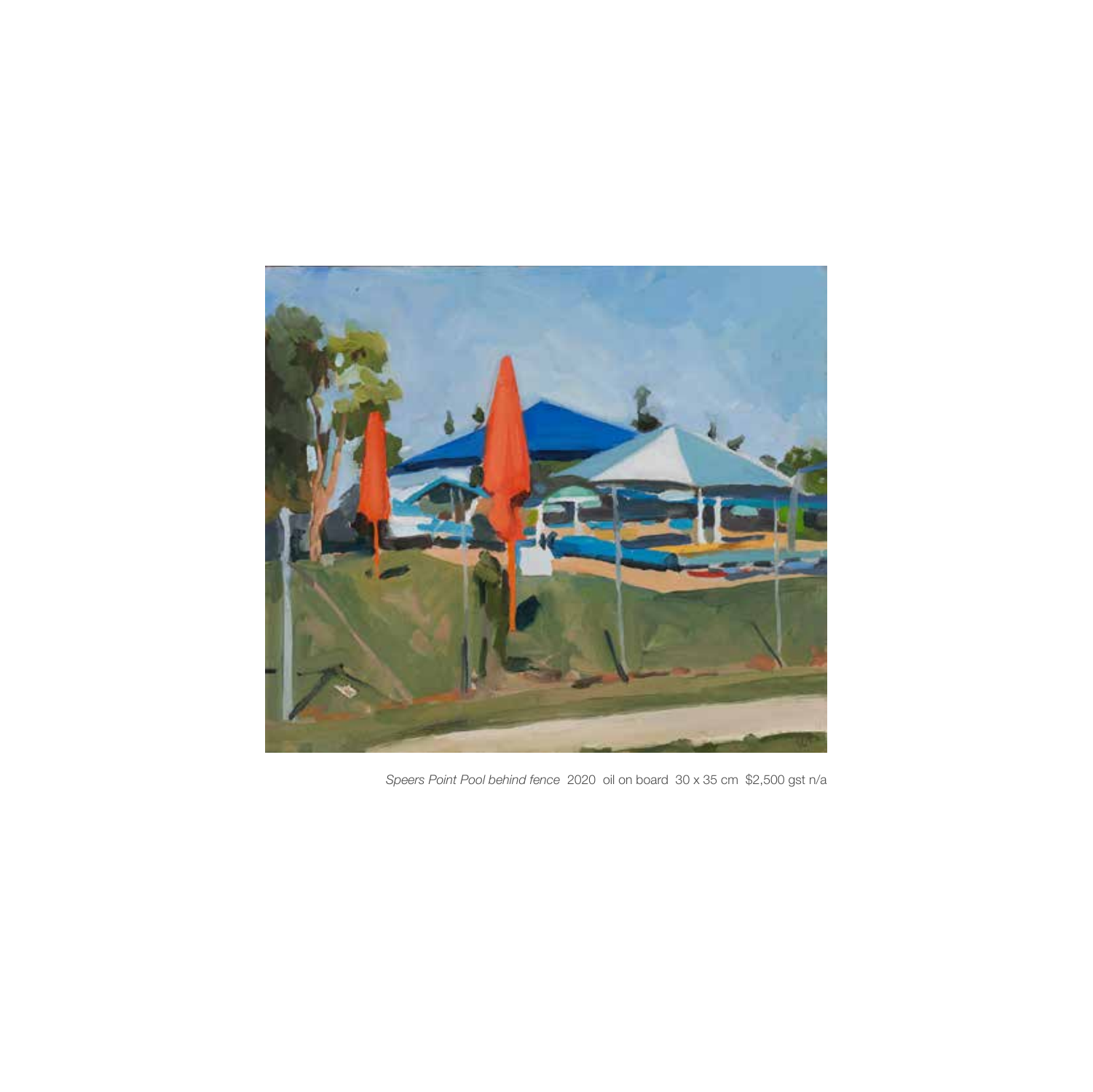*Speers Point Pool behind fence* 2020 oil on board 30 x 35 cm $2,500 gst n/a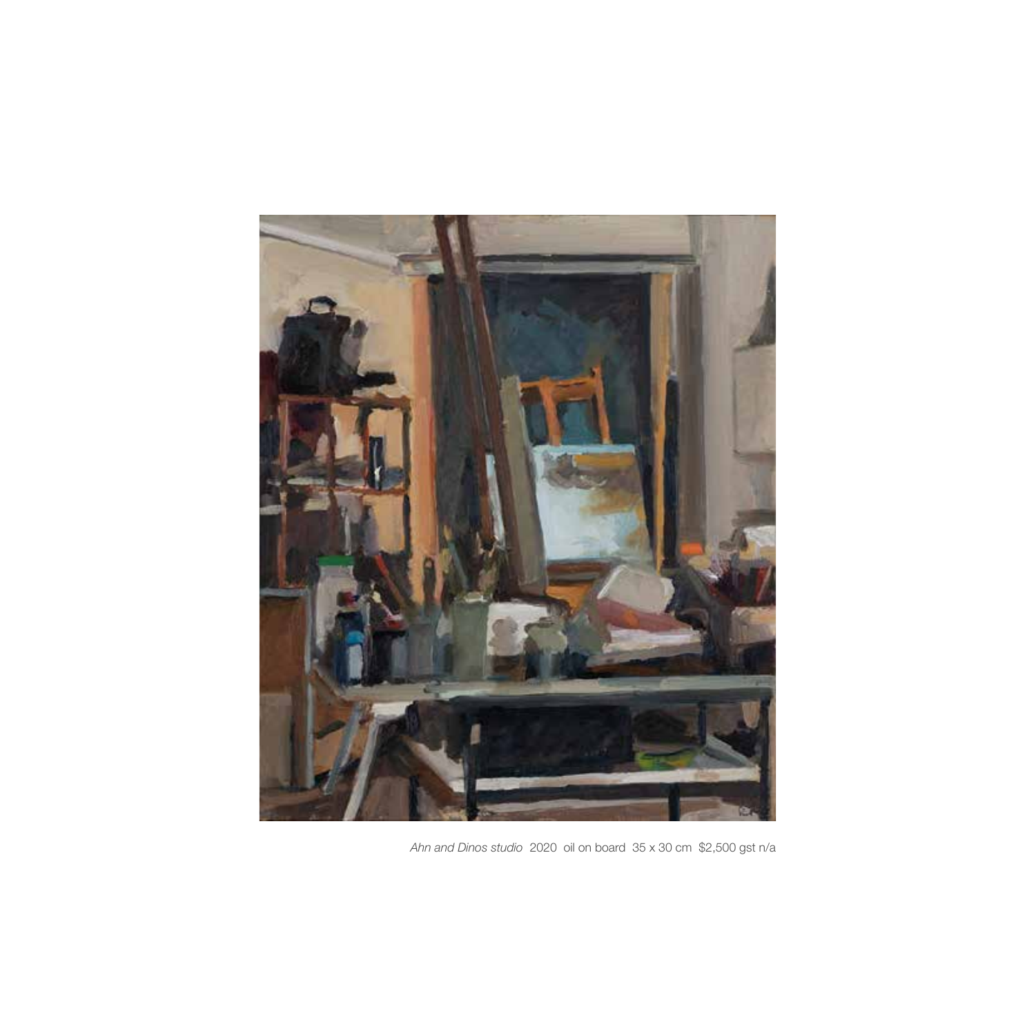*Ahn and Dinos studio* 2020 oil on board 35 x 30 cm $2,500 gst n/a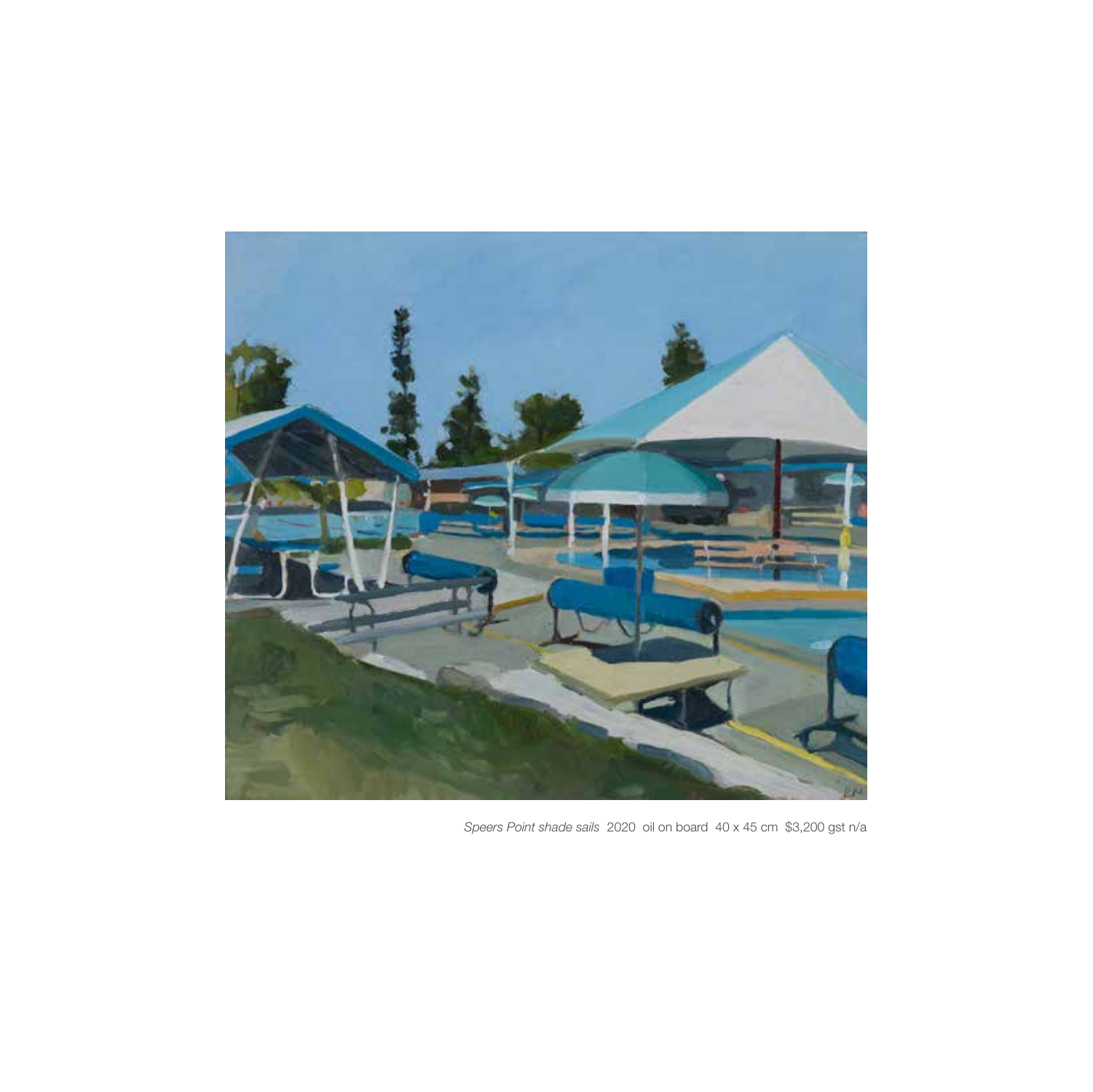*Speers Point shade sails* 2020 oil on board 40 x 45 cm $3,200 gst n/a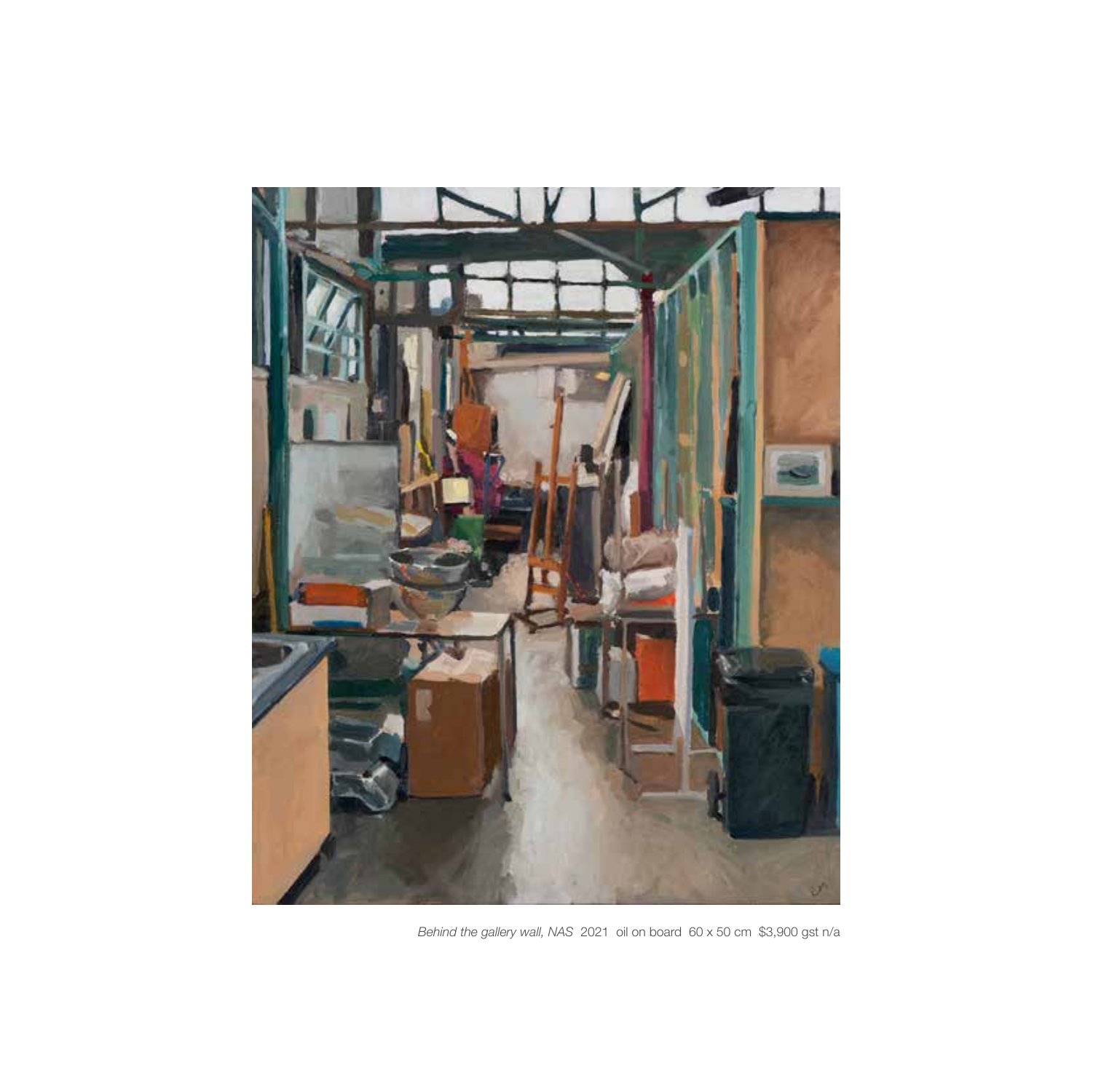*Behind the gallery wall, NAS* 2021 oil on board 60 x 50 cm $3,900 gst n/a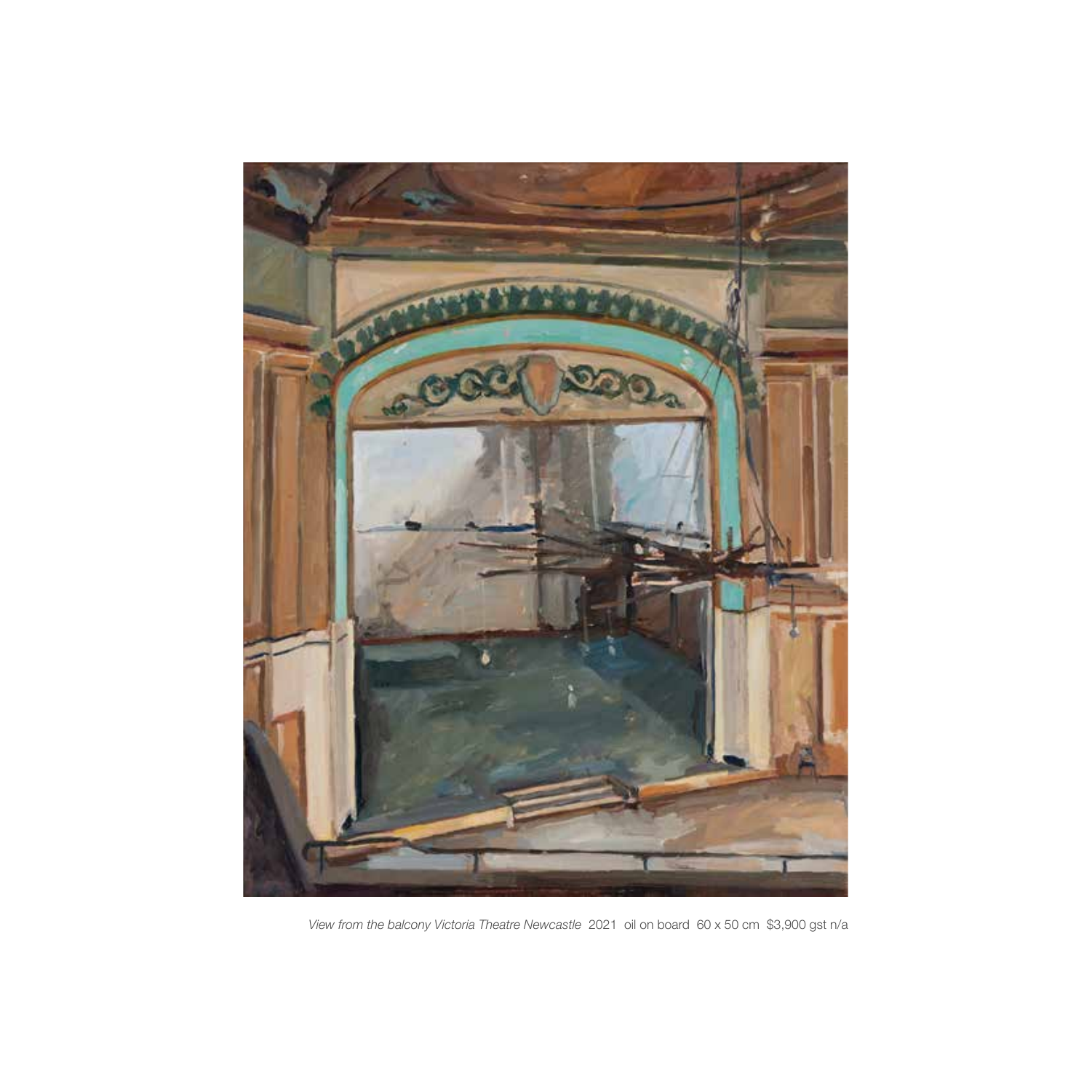*View from the balcony Victoria Theatre Newcastle* 2021 oil on board 60 x 50 cm $3,900 gst n/a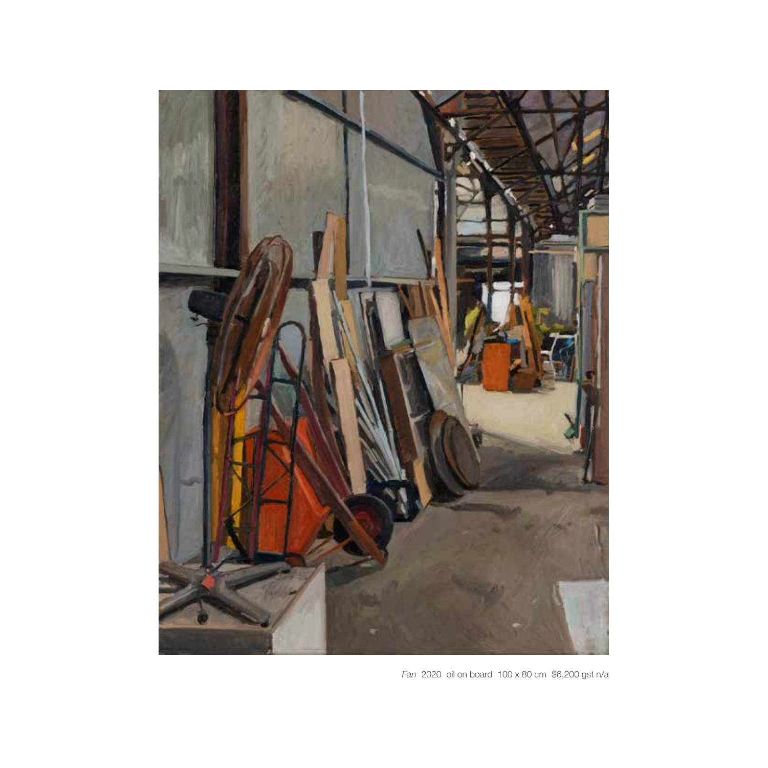*Fan* 2020 oil on board 100 x 80 cm $6,200 gst n/a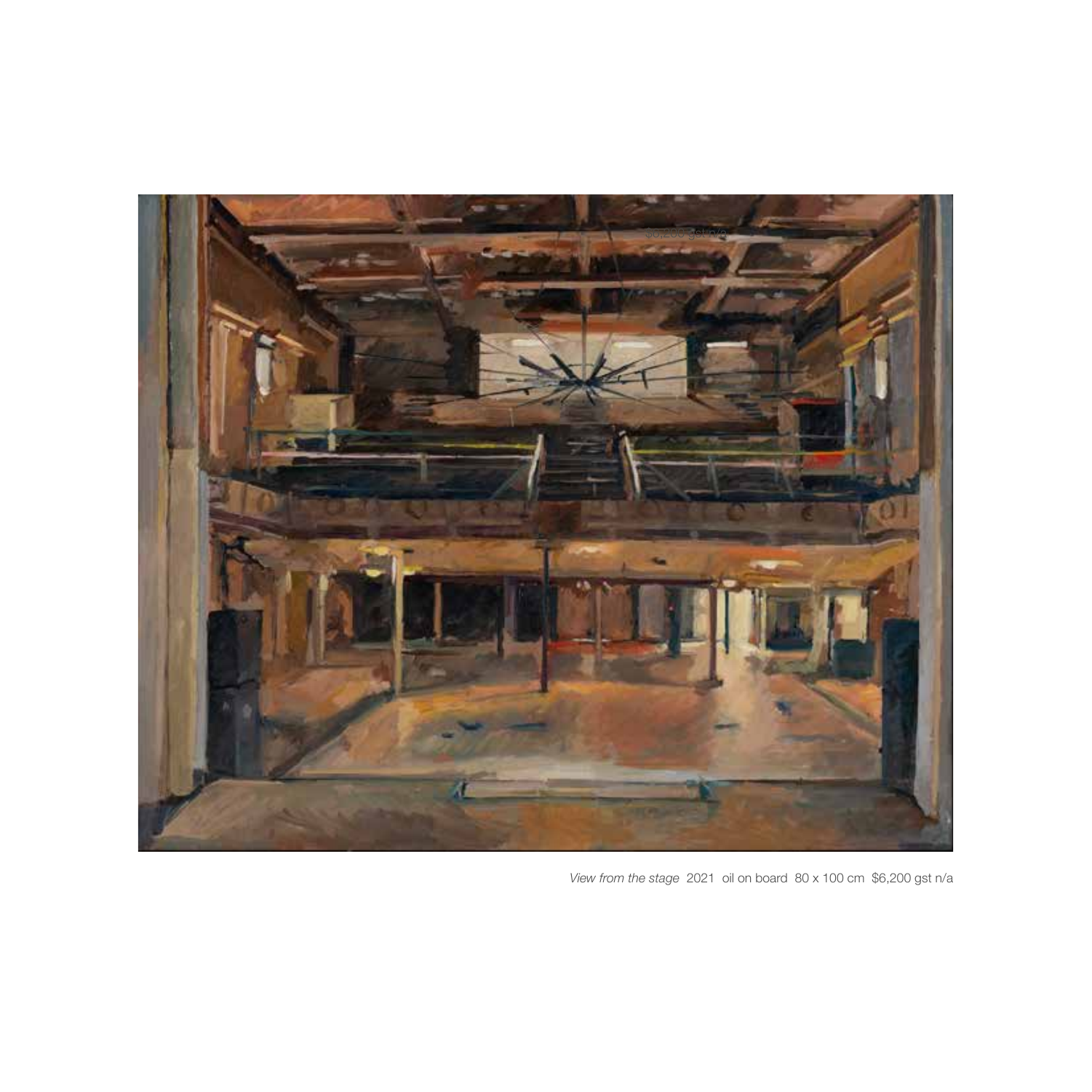*View from the stage* 2021 oil on board 80 x 100 cm $6,200 gst n/a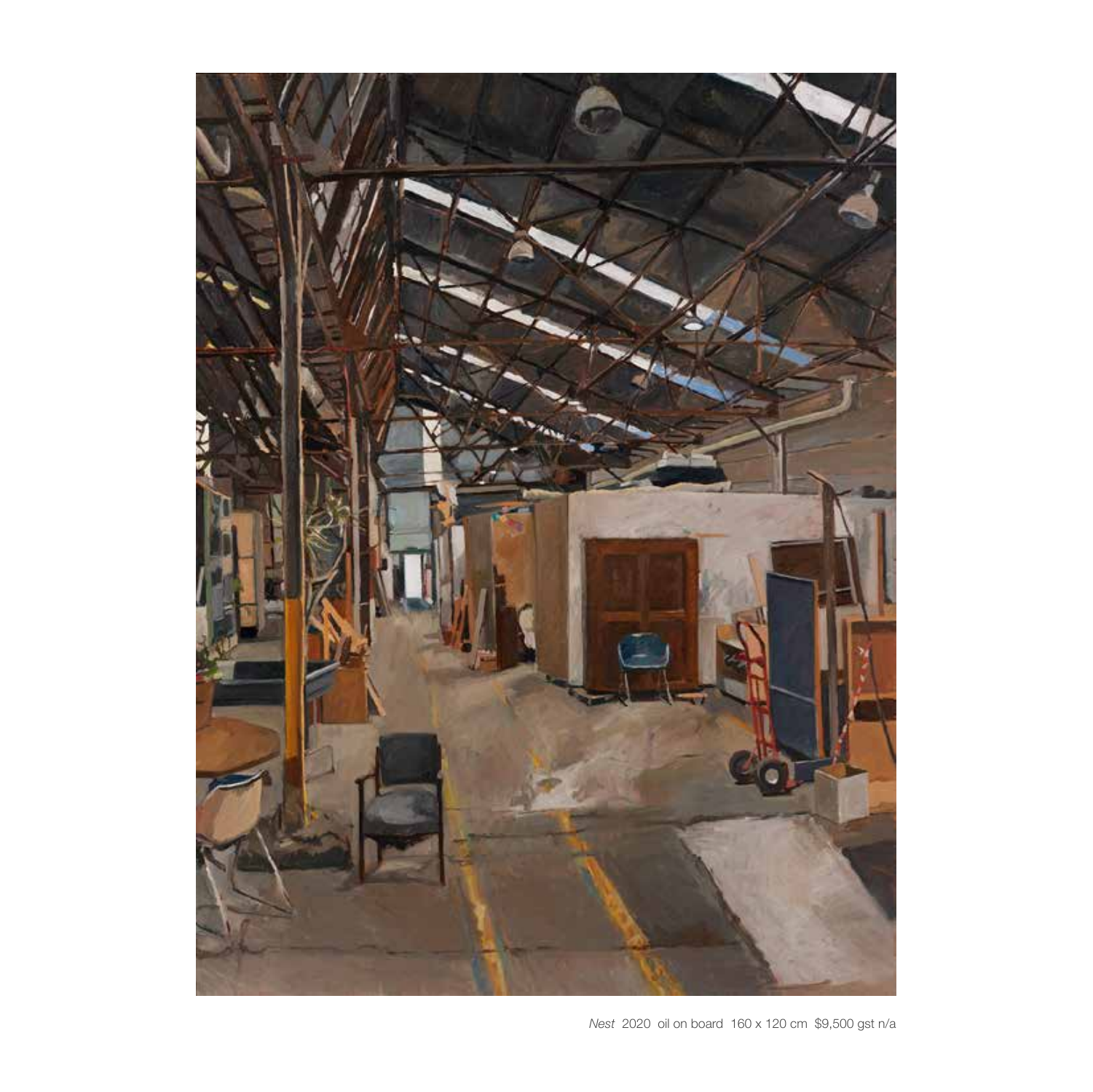*Nest* 2020 oil on board 160 x 120 cm $9,500 gst n/a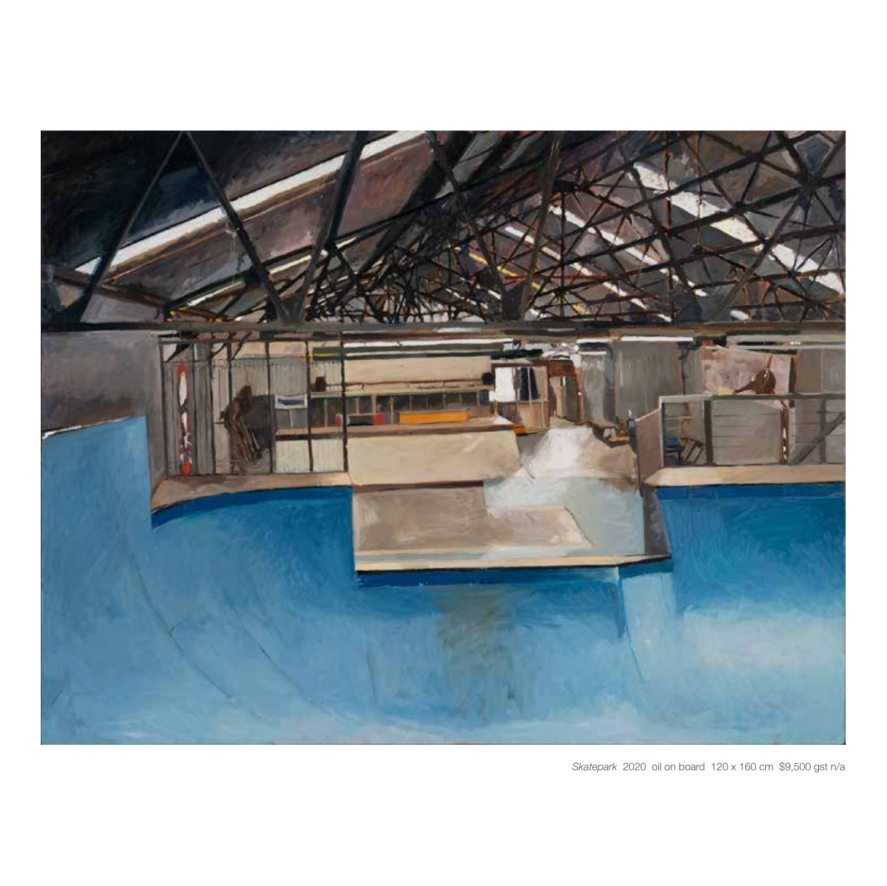*Skatepark* 2020 oil on board 120 x 160 cm $9,500 gst n/a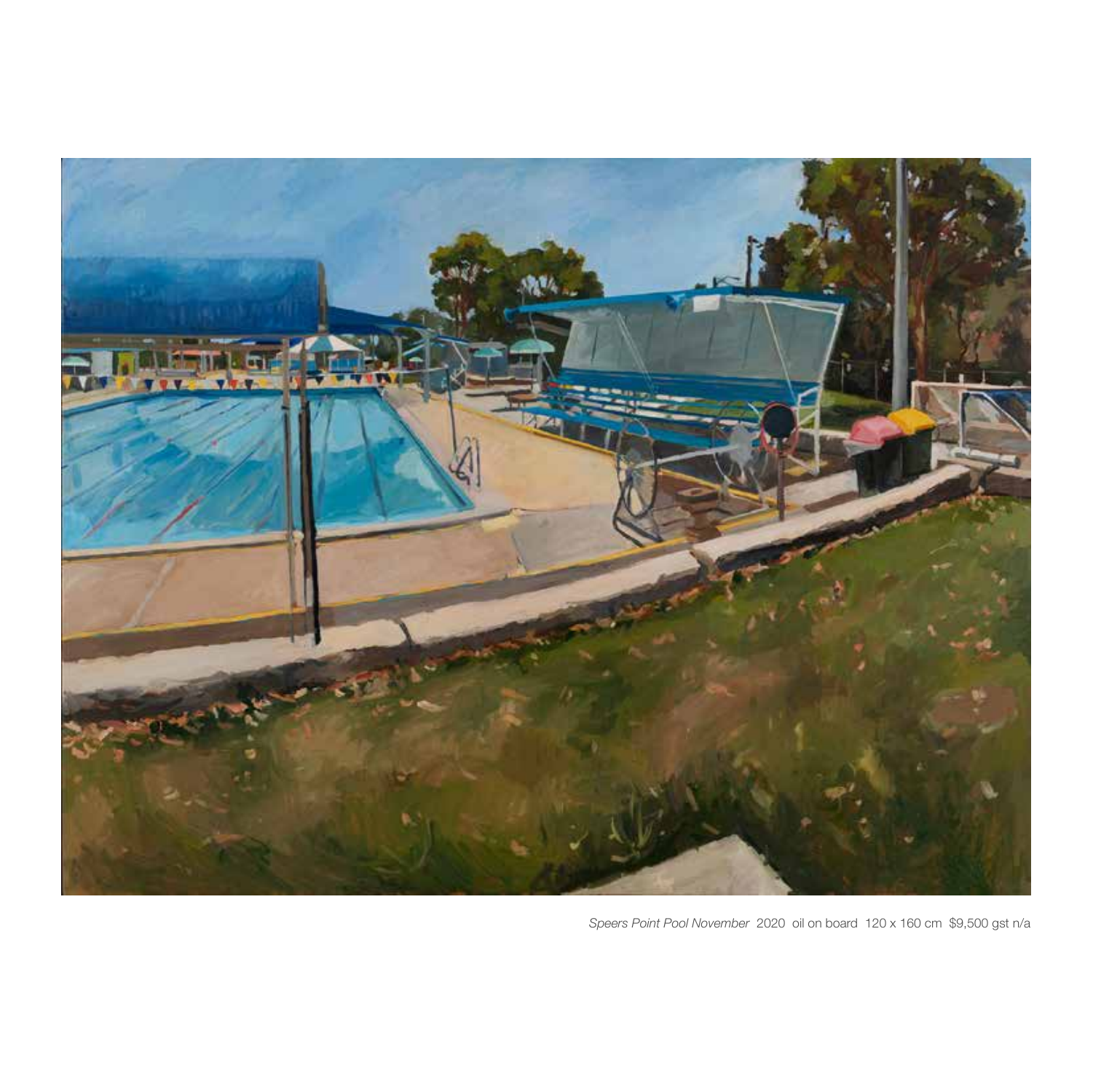*Speers Point Pool November* 2020 oil on board 120 x 160 cm $9,500 gst n/a